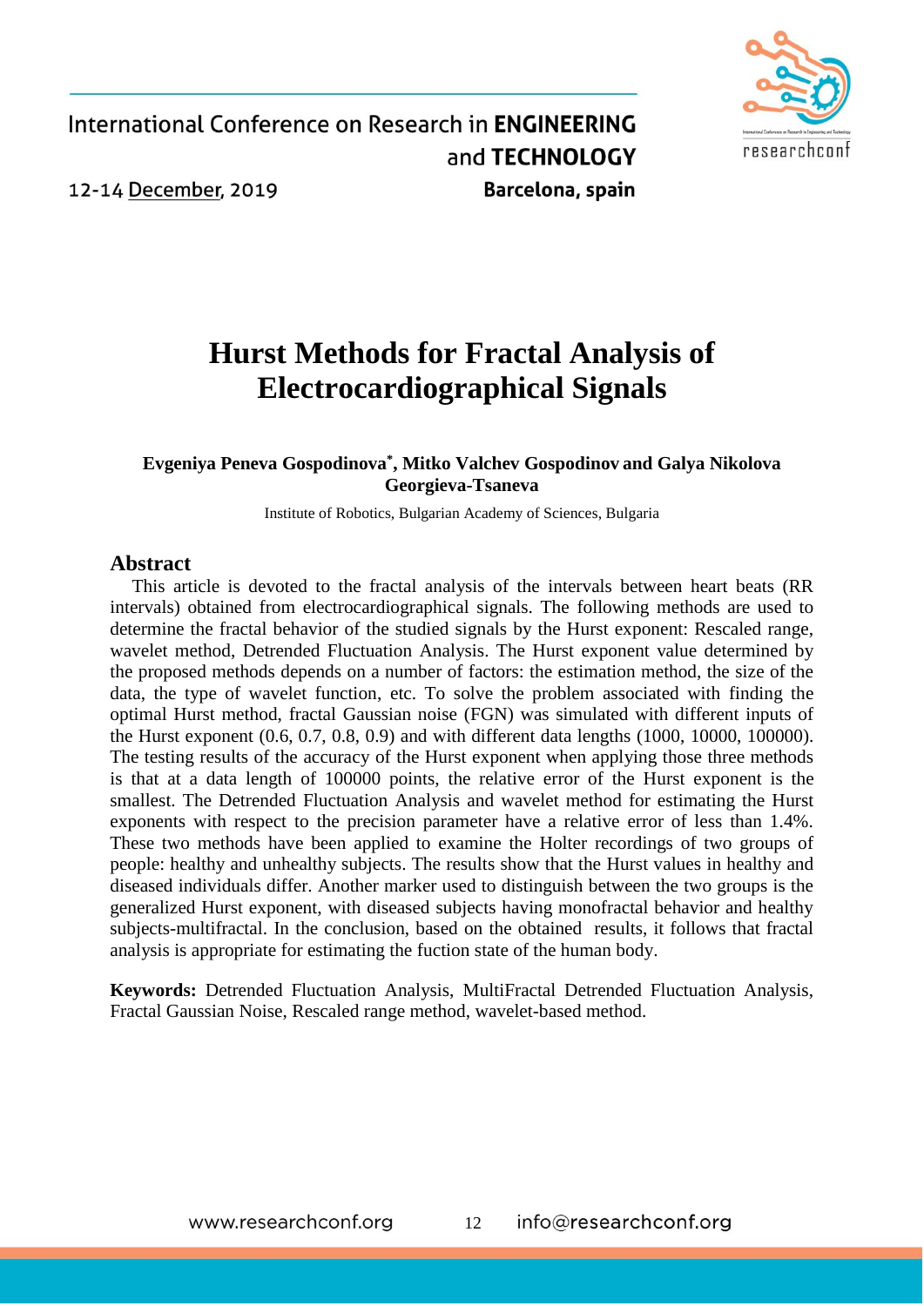# Hurst Methods for Fractal Analysis of Electrocardiographical Signals

**Evgeniya Peneva Gospodinova*, Mitko Valchev Gospodinov and Galya Nikolova Georgieva-Tsaneva**

Institute of Robotics, Bulgarian Academy of Sciences, Bulgaria

## Abstract

This article is devoted to the fractal analysis of the intervals between heart beats (RR intervals) obtained from electrocardiographical signals. The following methods are used to determine the fractal behavior of the studied signals by the Hurst exponent: Rescaled range, wavelet method, Detrended Fluctuation Analysis. The Hurst exponent value determined by the proposed methods depends on a number of factors: the estimation method, the size of the data, the type of wavelet function, etc. To solve the problem associated with finding the optimal Hurst method, fractal Gaussian noise (FGN) was simulated with different inputs of the Hurst exponent (0.6, 0.7, 0.8, 0.9) and with different data lengths (1000, 10000, 100000). The testing results of the accuracy of the Hurst exponent when applying those three methods is that at a data length of 100000 points, the relative error of the Hurst exponent is the smallest. The Detrended Fluctuation Analysis and wavelet method for estimating the Hurst exponents with respect to the precision parameter have a relative error of less than 1.4%. These two methods have been applied to examine the Holter recordings of two groups of people: healthy and unhealthy subjects. The results show that the Hurst values in healthy and diseased individuals differ. Another marker used to distinguish between the two groups is the generalized Hurst exponent, with diseased subjects having monofractal behavior and healthy subjects-multifractal. In the conclusion, based on the obtained results, it follows that fractal analysis is appropriate for estimating the fuction state of the human body.

**Keywords:** Detrended Fluctuation Analysis, MultiFractal Detrended Fluctuation Analysis, Fractal Gaussian Noise, Rescaled range method, wavelet-based method.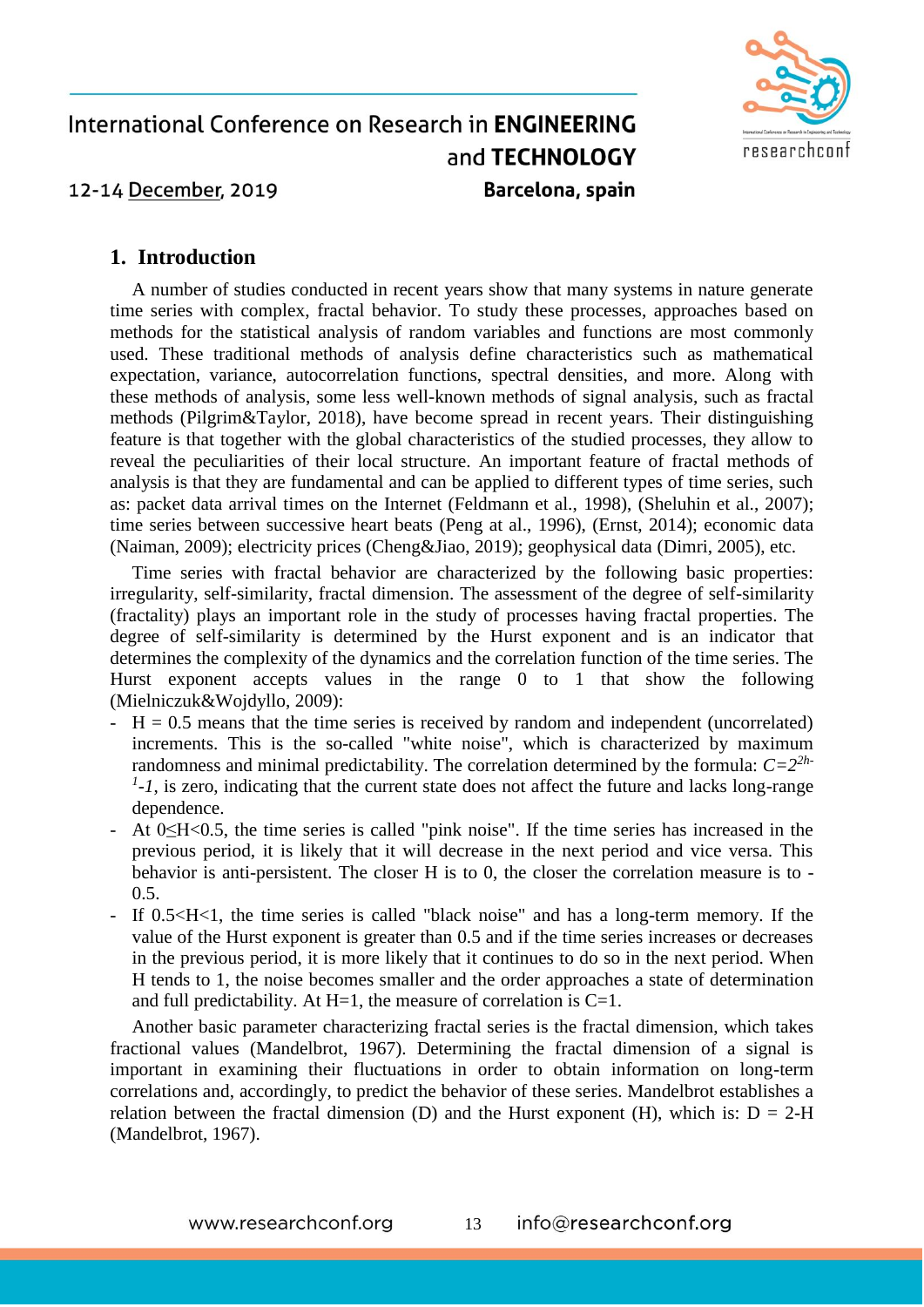## 1. Introduction

A number of studies conducted in recent years show that many systems in nature generate time series with complex, fractal behavior. To study these processes, approaches based on methods for the statistical analysis of random variables and functions are most commonly used. These traditional methods of analysis define characteristics such as mathematical expectation, variance, autocorrelation functions, spectral densities, and more. Along with these methods of analysis, some less well-known methods of signal analysis, such as fractal methods (Pilgrim&Taylor, 2018), have become spread in recent years. Their distinguishing feature is that together with the global characteristics of the studied processes, they allow to reveal the peculiarities of their local structure. An important feature of fractal methods of analysis is that they are fundamental and can be applied to different types of time series, such as: packet data arrival times on the Internet (Feldmann et al., 1998), (Sheluhin et al., 2007); time series between successive heart beats (Peng at al., 1996), (Ernst, 2014); economic data (Naiman, 2009); electricity prices (Cheng&Jiao, 2019); geophysical data (Dimri, 2005), etc.

Time series with fractal behavior are characterized by the following basic properties: irregularity, self-similarity, fractal dimension. The assessment of the degree of self-similarity (fractality) plays an important role in the study of processes having fractal properties. The degree of self-similarity is determined by the Hurst exponent and is an indicator that determines the complexity of the dynamics and the correlation function of the time series. The Hurst exponent accepts values in the range 0 to 1 that show the following (Mielniczuk&Wojdyllo, 2009):

- H = 0.5 means that the time series is received by random and independent (uncorrelated) increments. This is the so-called "white noise", which is characterized by maximum randomness and minimal predictability. The correlation determined by the formula: $C=2^{2h-1}-1$, is zero, indicating that the current state does not affect the future and lacks long-range dependence.
- At $0 \leq H < 0.5$, the time series is called "pink noise". If the time series has increased in the previous period, it is likely that it will decrease in the next period and vice versa. This behavior is anti-persistent. The closer H is to 0, the closer the correlation measure is to -0.5.
- If $0.5 < H < 1$, the time series is called "black noise" and has a long-term memory. If the value of the Hurst exponent is greater than 0.5 and if the time series increases or decreases in the previous period, it is more likely that it continues to do so in the next period. When H tends to 1, the noise becomes smaller and the order approaches a state of determination and full predictability. At H=1, the measure of correlation is C=1.

Another basic parameter characterizing fractal series is the fractal dimension, which takes fractional values (Mandelbrot, 1967). Determining the fractal dimension of a signal is important in examining their fluctuations in order to obtain information on long-term correlations and, accordingly, to predict the behavior of these series. Mandelbrot establishes a relation between the fractal dimension (D) and the Hurst exponent (H), which is: D = 2-H (Mandelbrot, 1967).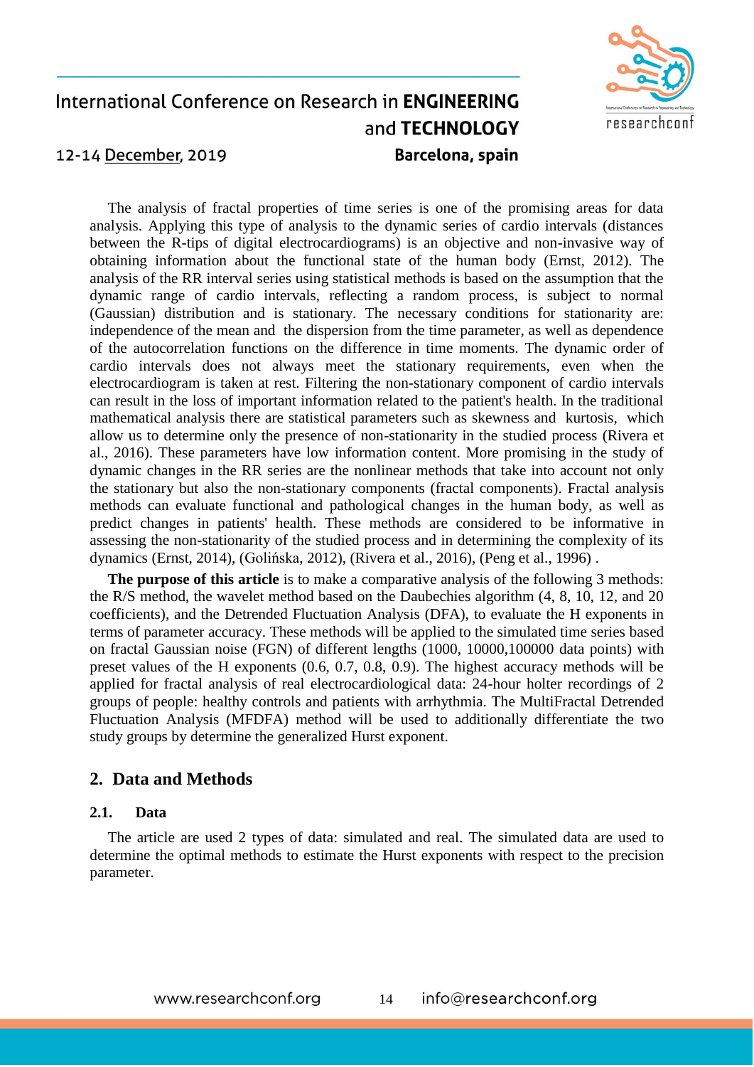The analysis of fractal properties of time series is one of the promising areas for data analysis. Applying this type of analysis to the dynamic series of cardio intervals (distances between the R-tips of digital electrocardiograms) is an objective and non-invasive way of obtaining information about the functional state of the human body (Ernst, 2012). The analysis of the RR interval series using statistical methods is based on the assumption that the dynamic range of cardio intervals, reflecting a random process, is subject to normal (Gaussian) distribution and is stationary. The necessary conditions for stationarity are: independence of the mean and the dispersion from the time parameter, as well as dependence of the autocorrelation functions on the difference in time moments. The dynamic order of cardio intervals does not always meet the stationary requirements, even when the electrocardiogram is taken at rest. Filtering the non-stationary component of cardio intervals can result in the loss of important information related to the patient's health. In the traditional mathematical analysis there are statistical parameters such as skewness and kurtosis, which allow us to determine only the presence of non-stationarity in the studied process (Rivera et al., 2016). These parameters have low information content. More promising in the study of dynamic changes in the RR series are the nonlinear methods that take into account not only the stationary but also the non-stationary components (fractal components). Fractal analysis methods can evaluate functional and pathological changes in the human body, as well as predict changes in patients' health. These methods are considered to be informative in assessing the non-stationarity of the studied process and in determining the complexity of its dynamics (Ernst, 2014), (Golińska, 2012), (Rivera et al., 2016), (Peng et al., 1996) .

**The purpose of this article** is to make a comparative analysis of the following 3 methods: the R/S method, the wavelet method based on the Daubechies algorithm (4, 8, 10, 12, and 20 coefficients), and the Detrended Fluctuation Analysis (DFA), to evaluate the H exponents in terms of parameter accuracy. These methods will be applied to the simulated time series based on fractal Gaussian noise (FGN) of different lengths (1000, 10000,100000 data points) with preset values of the H exponents (0.6, 0.7, 0.8, 0.9). The highest accuracy methods will be applied for fractal analysis of real electrocardiological data: 24-hour holter recordings of 2 groups of people: healthy controls and patients with arrhythmia. The MultiFractal Detrended Fluctuation Analysis (MFDFA) method will be used to additionally differentiate the two study groups by determine the generalized Hurst exponent.

## 2. Data and Methods

### 2.1. Data

The article are used 2 types of data: simulated and real. The simulated data are used to determine the optimal methods to estimate the Hurst exponents with respect to the precision parameter.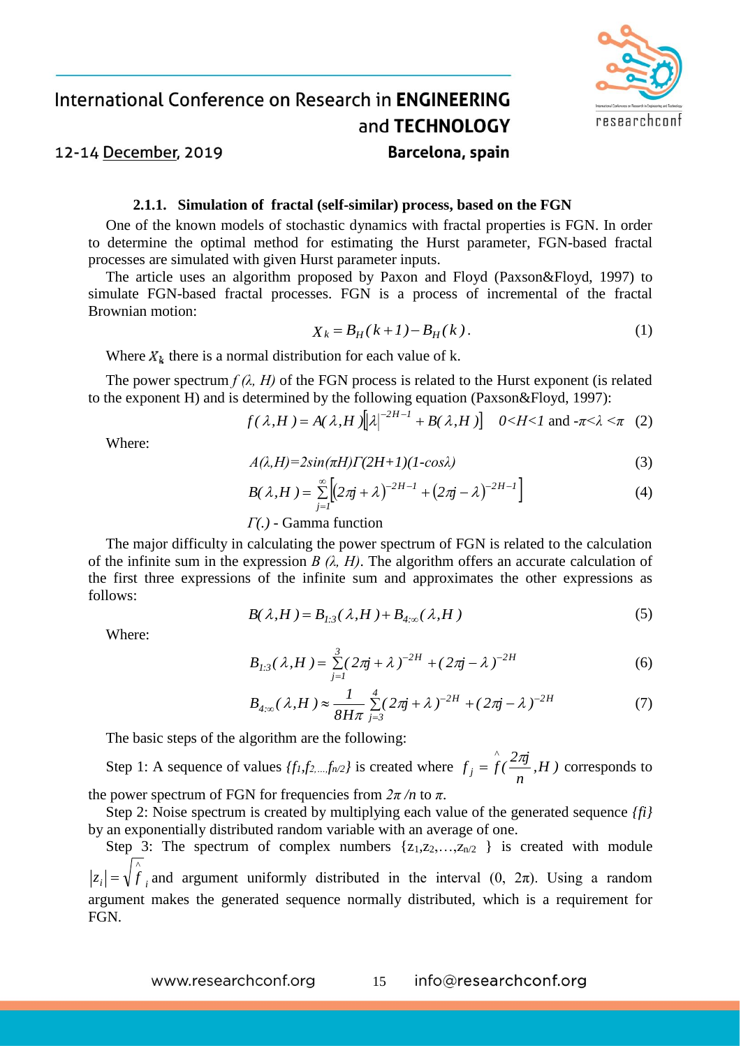#### 2.1.1. Simulation of fractal (self-similar) process, based on the FGN

One of the known models of stochastic dynamics with fractal properties is FGN. In order to determine the optimal method for estimating the Hurst parameter, FGN-based fractal processes are simulated with given Hurst parameter inputs.

The article uses an algorithm proposed by Paxon and Floyd (Paxson&Floyd, 1997) to simulate FGN-based fractal processes. FGN is a process of incremental of the fractal Brownian motion:

$$X_k = B_H(k+1) - B_H(k). \tag{1}$$

Where $X_k$ there is a normal distribution for each value of k.

The power spectrum $f(\lambda, H)$ of the FGN process is related to the Hurst exponent (is related to the exponent H) and is determined by the following equation (Paxson&Floyd, 1997):

$$f(\lambda,H) = A(\lambda,H)\left[|\lambda|^{-2H-1} + B(\lambda,H)\right] \quad 0<H<1 \text{ and } -\pi<\lambda<\pi \tag{2}$$

Where:

$$A(\lambda,H)=2\sin(\pi H)\Gamma(2H+1)(1-\cos\lambda) \tag{3}$$

$$B(\lambda,H) = \sum_{j=1}^{\infty}\left[(2\pi j+\lambda)^{-2H-1} + (2\pi j-\lambda)^{-2H-1}\right] \tag{4}$$

$\Gamma(.)$ - Gamma function

The major difficulty in calculating the power spectrum of FGN is related to the calculation of the infinite sum in the expression $B(\lambda, H)$. The algorithm offers an accurate calculation of the first three expressions of the infinite sum and approximates the other expressions as follows:

$$B(\lambda,H) = B_{1:3}(\lambda,H) + B_{4:\infty}(\lambda,H) \tag{5}$$

Where:

$$B_{1:3}(\lambda,H) = \sum_{j=1}^{3}(2\pi j+\lambda)^{-2H} + (2\pi j-\lambda)^{-2H} \tag{6}$$

$$B_{4:\infty}(\lambda,H) \approx \frac{1}{8H\pi}\sum_{j=3}^{4}(2\pi j+\lambda)^{-2H} + (2\pi j-\lambda)^{-2H} \tag{7}$$

The basic steps of the algorithm are the following:

Step 1: A sequence of values $\{f_1, f_2, \ldots, f_{n/2}\}$ is created where $f_j = \hat{f}(\frac{2\pi j}{n}, H)$ corresponds to the power spectrum of FGN for frequencies from $2\pi/n$ to $\pi$.

Step 2: Noise spectrum is created by multiplying each value of the generated sequence $\{f_i\}$ by an exponentially distributed random variable with an average of one.

Step 3: The spectrum of complex numbers $\{z_1, z_2, \ldots, z_{n/2}\}$ is created with module $|z_i| = \sqrt{\hat{f}_i}$ and argument uniformly distributed in the interval $(0, 2\pi)$. Using a random argument makes the generated sequence normally distributed, which is a requirement for FGN.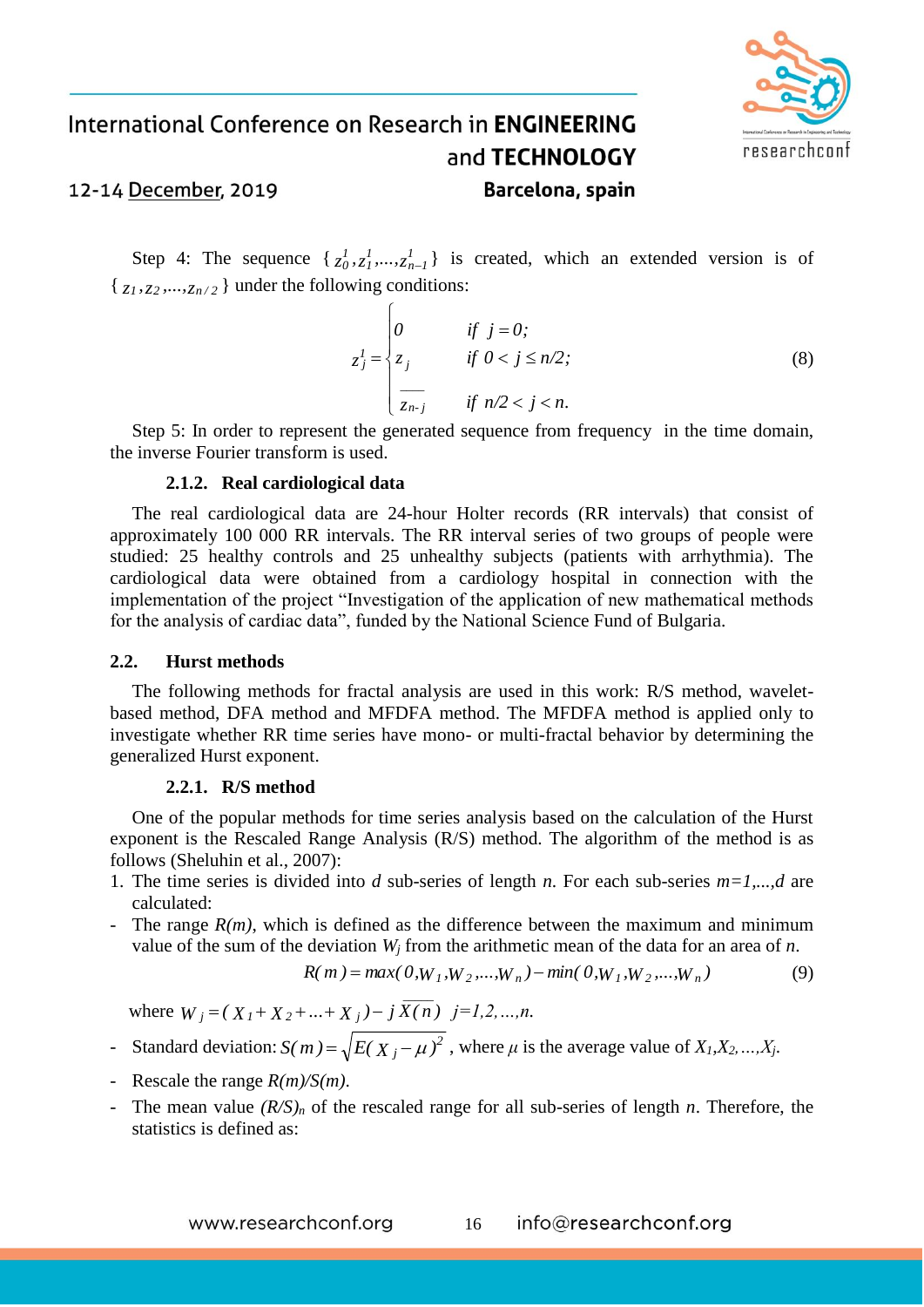Step 4: The sequence $\{z_0^1, z_1^1, ..., z_{n-1}^1\}$ is created, which an extended version is of $\{z_1, z_2, ..., z_{n/2}\}$ under the following conditions:

$$z_j^1 = \begin{cases} 0 & \text{if } j = 0; \\ z_j & \text{if } 0 < j \leq n/2; \\ \overline{z_{n-j}} & \text{if } n/2 < j < n. \end{cases} \tag{8}$$

Step 5: In order to represent the generated sequence from frequency in the time domain, the inverse Fourier transform is used.

#### 2.1.2. Real cardiological data

The real cardiological data are 24-hour Holter records (RR intervals) that consist of approximately 100 000 RR intervals. The RR interval series of two groups of people were studied: 25 healthy controls and 25 unhealthy subjects (patients with arrhythmia). The cardiological data were obtained from a cardiology hospital in connection with the implementation of the project "Investigation of the application of new mathematical methods for the analysis of cardiac data", funded by the National Science Fund of Bulgaria.

### 2.2. Hurst methods

The following methods for fractal analysis are used in this work: R/S method, wavelet-based method, DFA method and MFDFA method. The MFDFA method is applied only to investigate whether RR time series have mono- or multi-fractal behavior by determining the generalized Hurst exponent.

#### 2.2.1. R/S method

One of the popular methods for time series analysis based on the calculation of the Hurst exponent is the Rescaled Range Analysis (R/S) method. The algorithm of the method is as follows (Sheluhin et al., 2007):

1. The time series is divided into $d$ sub-series of length $n$. For each sub-series $m=1,...,d$ are calculated:

- The range $R(m)$, which is defined as the difference between the maximum and minimum value of the sum of the deviation $W_j$ from the arithmetic mean of the data for an area of $n$.

$$R(m) = max(0, W_1, W_2, ..., W_n) - min(0, W_1, W_2, ..., W_n) \tag{9}$$

where $W_j = (X_1 + X_2 + ... + X_j) - j\overline{X(n)}$ $j = 1, 2, ..., n$.

- Standard deviation: $S(m) = \sqrt{E(X_j - \mu)^2}$, where $\mu$ is the average value of $X_1, X_2, ..., X_j$.
- Rescale the range $R(m)/S(m)$.
- The mean value $(R/S)_n$ of the rescaled range for all sub-series of length $n$. Therefore, the statistics is defined as: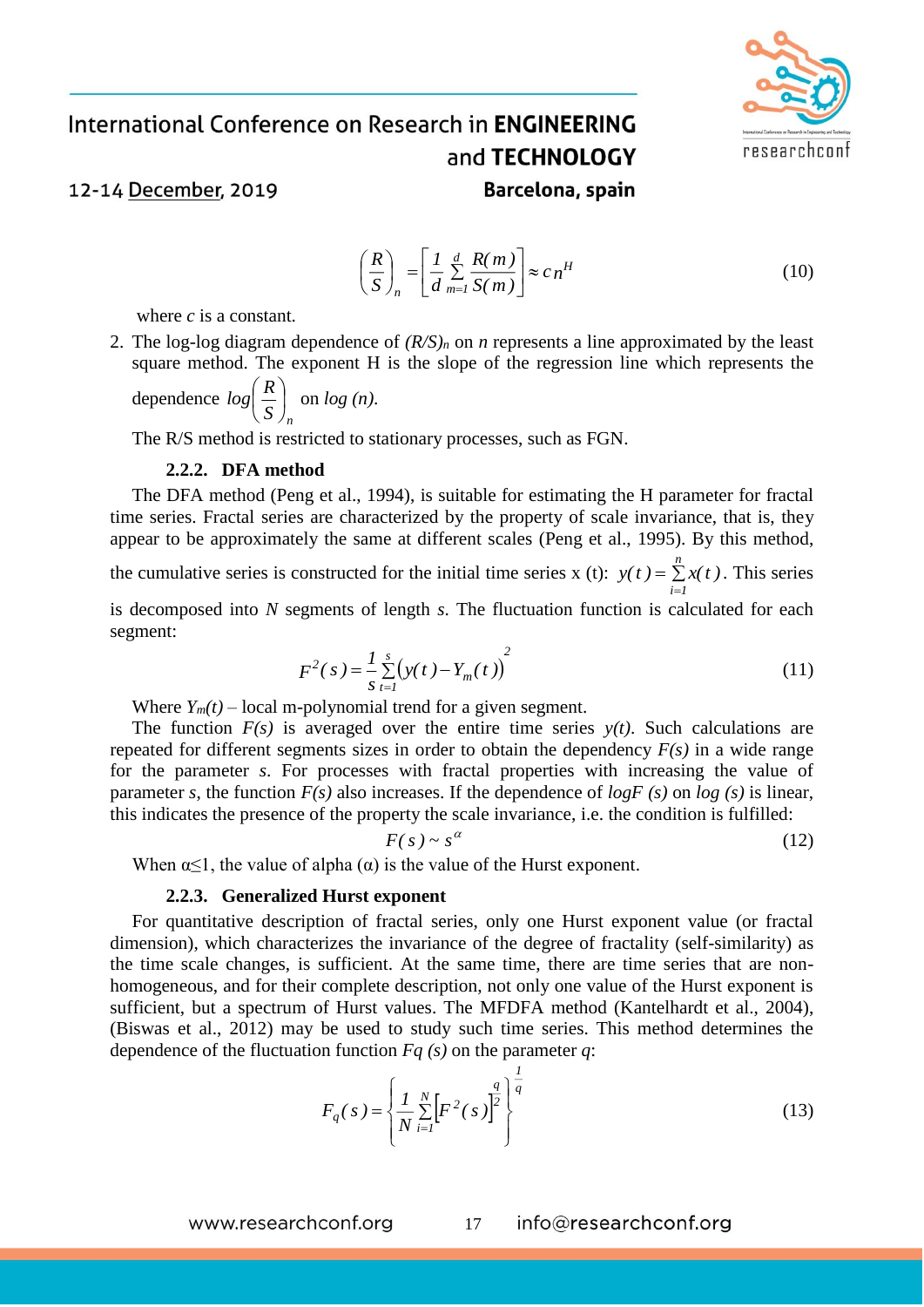$$\left(\frac{R}{S}\right)_n = \left[\frac{1}{d}\sum_{m=1}^{d}\frac{R(m)}{S(m)}\right] \approx c n^H \tag{10}$$

where *c* is a constant.

2. The log-log diagram dependence of $(R/S)_n$ on $n$ represents a line approximated by the least square method. The exponent H is the slope of the regression line which represents the dependence $log\left(\frac{R}{S}\right)_n$ on *log (n)*.

The R/S method is restricted to stationary processes, such as FGN.

#### 2.2.2. DFA method

The DFA method (Peng et al., 1994), is suitable for estimating the H parameter for fractal time series. Fractal series are characterized by the property of scale invariance, that is, they appear to be approximately the same at different scales (Peng et al., 1995). By this method, the cumulative series is constructed for the initial time series x (t): $y(t) = \sum_{i=1}^{n} x(t)$. This series is decomposed into *N* segments of length *s*. The fluctuation function is calculated for each segment:

$$F^2(s) = \frac{1}{s}\sum_{t=1}^{s}\left(y(t) - Y_m(t)\right)^2 \tag{11}$$

Where $Y_m(t)$ – local m-polynomial trend for a given segment.

The function *F(s)* is averaged over the entire time series *y(t)*. Such calculations are repeated for different segments sizes in order to obtain the dependency *F(s)* in a wide range for the parameter *s*. For processes with fractal properties with increasing the value of parameter *s*, the function *F(s)* also increases. If the dependence of *logF (s)* on *log (s)* is linear, this indicates the presence of the property the scale invariance, i.e. the condition is fulfilled:

$$F(s) \sim s^{\alpha} \tag{12}$$

When $\alpha \leq 1$, the value of alpha ($\alpha$) is the value of the Hurst exponent.

#### 2.2.3. Generalized Hurst exponent

For quantitative description of fractal series, only one Hurst exponent value (or fractal dimension), which characterizes the invariance of the degree of fractality (self-similarity) as the time scale changes, is sufficient. At the same time, there are time series that are non-homogeneous, and for their complete description, not only one value of the Hurst exponent is sufficient, but a spectrum of Hurst values. The MFDFA method (Kantelhardt et al., 2004), (Biswas et al., 2012) may be used to study such time series. This method determines the dependence of the fluctuation function *Fq (s)* on the parameter *q*:

$$F_q(s) = \left\{\frac{1}{N}\sum_{i=1}^{N}\left[F^2(s)\right]^{\frac{q}{2}}\right\}^{\frac{1}{q}} \tag{13}$$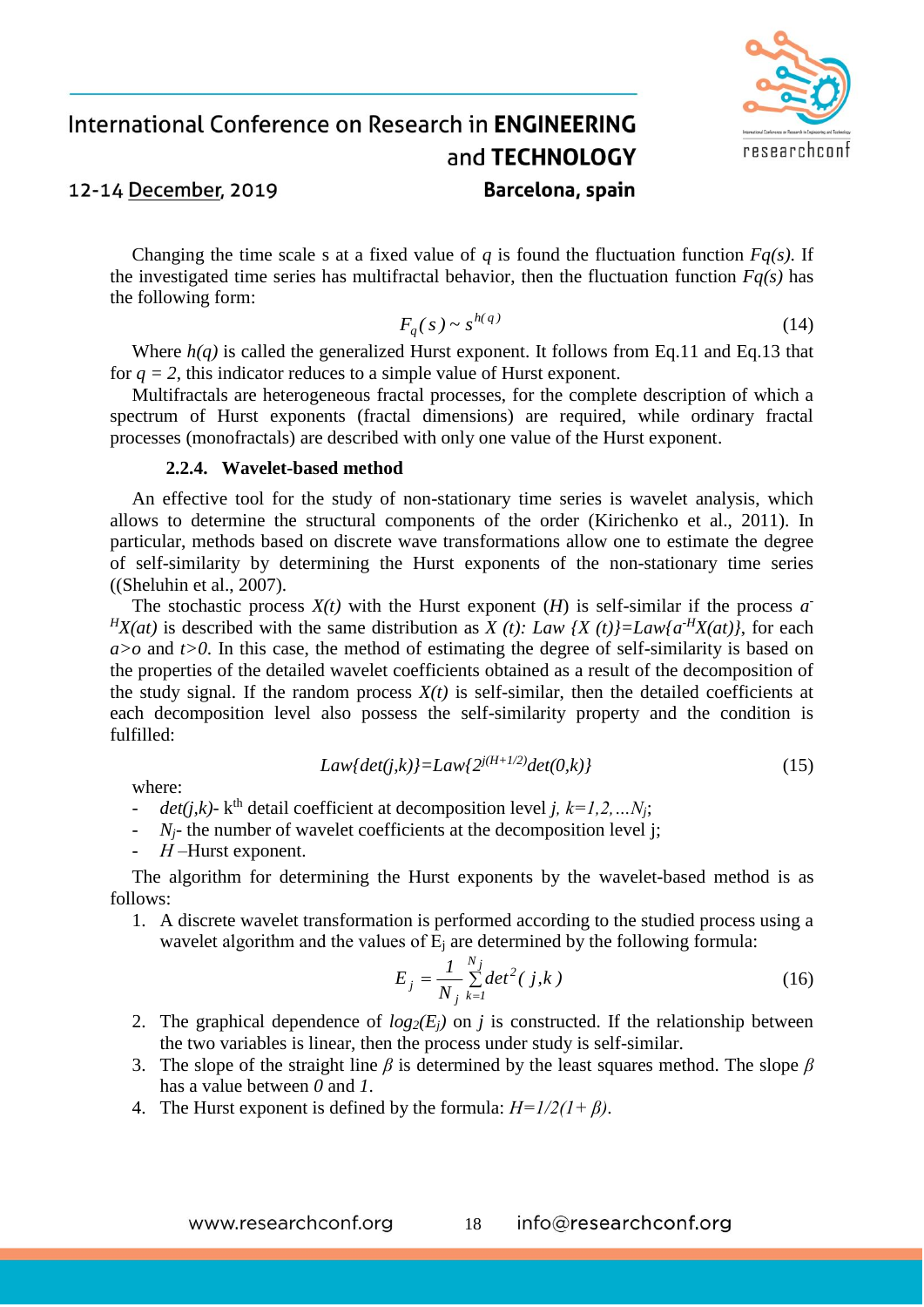Changing the time scale s at a fixed value of $q$ is found the fluctuation function $Fq(s)$. If the investigated time series has multifractal behavior, then the fluctuation function $Fq(s)$ has the following form:

$$F_q(s) \sim s^{h(q)} \tag{14}$$

Where $h(q)$ is called the generalized Hurst exponent. It follows from Eq.11 and Eq.13 that for $q = 2$, this indicator reduces to a simple value of Hurst exponent.

Multifractals are heterogeneous fractal processes, for the complete description of which a spectrum of Hurst exponents (fractal dimensions) are required, while ordinary fractal processes (monofractals) are described with only one value of the Hurst exponent.

#### 2.2.4. Wavelet-based method

An effective tool for the study of non-stationary time series is wavelet analysis, which allows to determine the structural components of the order (Kirichenko et al., 2011). In particular, methods based on discrete wave transformations allow one to estimate the degree of self-similarity by determining the Hurst exponents of the non-stationary time series ((Sheluhin et al., 2007).

The stochastic process $X(t)$ with the Hurst exponent ($H$) is self-similar if the process $a^{-H}X(at)$ is described with the same distribution as $X(t)$: $Law\{X(t)\}=Law\{a^{-H}X(at)\}$, for each $a>o$ and $t>0$. In this case, the method of estimating the degree of self-similarity is based on the properties of the detailed wavelet coefficients obtained as a result of the decomposition of the study signal. If the random process $X(t)$ is self-similar, then the detailed coefficients at each decomposition level also possess the self-similarity property and the condition is fulfilled:

$$Law\{det(j,k)\}=Law\{2^{j(H+1/2)}det(0,k)\} \tag{15}$$

where:

- $det(j,k)$- k$^{th}$ detail coefficient at decomposition level $j$, $k=1,2,\ldots N_j$;
- $N_j$- the number of wavelet coefficients at the decomposition level j;
- $H$ –Hurst exponent.

The algorithm for determining the Hurst exponents by the wavelet-based method is as follows:

1. A discrete wavelet transformation is performed according to the studied process using a wavelet algorithm and the values of $E_j$ are determined by the following formula:

$$E_j = \frac{1}{N_j}\sum_{k=1}^{N_j} det^2(j,k) \tag{16}$$

2. The graphical dependence of $log_2(E_j)$ on $j$ is constructed. If the relationship between the two variables is linear, then the process under study is self-similar.
3. The slope of the straight line $\beta$ is determined by the least squares method. The slope $\beta$ has a value between $0$ and $1$.
4. The Hurst exponent is defined by the formula: $H=1/2(1+\beta)$.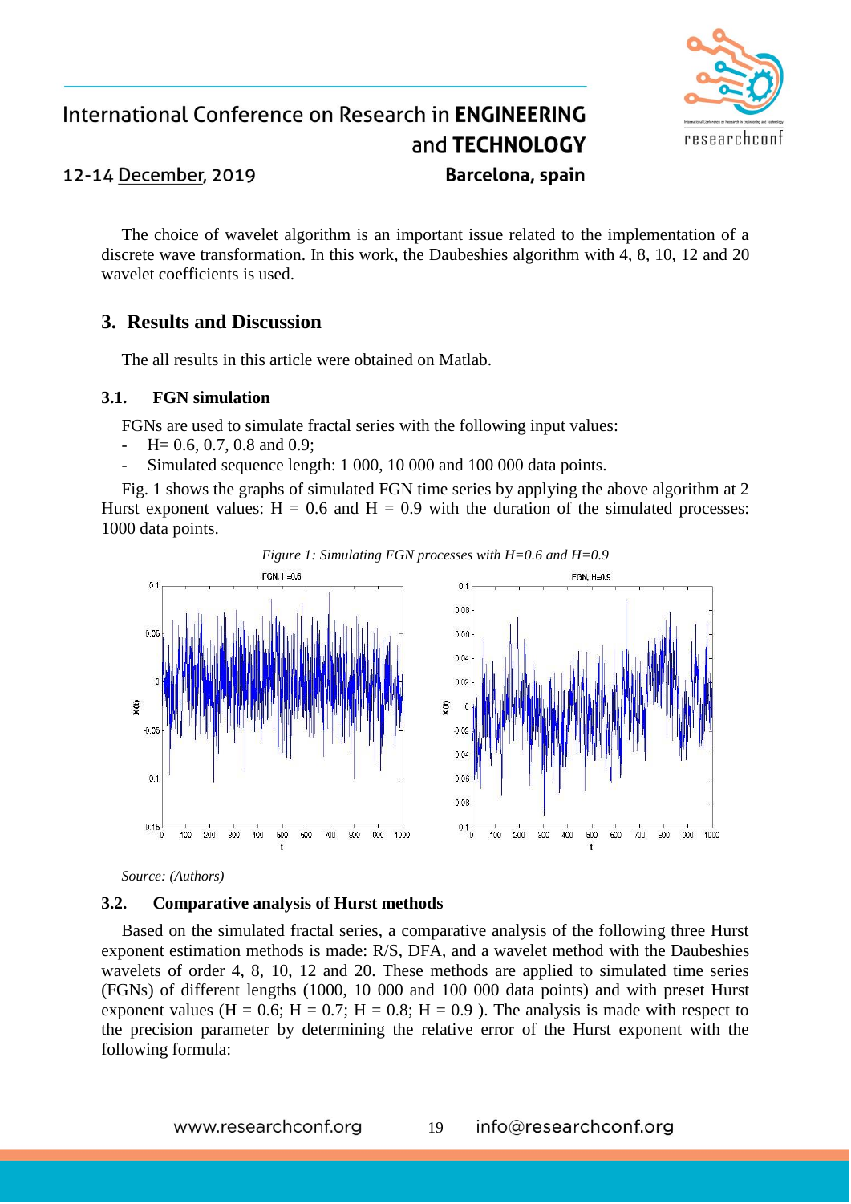The choice of wavelet algorithm is an important issue related to the implementation of a discrete wave transformation. In this work, the Daubeshies algorithm with 4, 8, 10, 12 and 20 wavelet coefficients is used.

## 3. Results and Discussion

The all results in this article were obtained on Matlab.

### 3.1. FGN simulation

FGNs are used to simulate fractal series with the following input values:

- H= 0.6, 0.7, 0.8 and 0.9;
- Simulated sequence length: 1 000, 10 000 and 100 000 data points.

Fig. 1 shows the graphs of simulated FGN time series by applying the above algorithm at 2 Hurst exponent values: H = 0.6 and H = 0.9 with the duration of the simulated processes: 1000 data points.

*Figure 1: Simulating FGN processes with H=0.6 and H=0.9*

*Source: (Authors)*

### 3.2. Comparative analysis of Hurst methods

Based on the simulated fractal series, a comparative analysis of the following three Hurst exponent estimation methods is made: R/S, DFA, and a wavelet method with the Daubeshies wavelets of order 4, 8, 10, 12 and 20. These methods are applied to simulated time series (FGNs) of different lengths (1000, 10 000 and 100 000 data points) and with preset Hurst exponent values (H = 0.6; H = 0.7; H = 0.8; H = 0.9 ). The analysis is made with respect to the precision parameter by determining the relative error of the Hurst exponent with the following formula: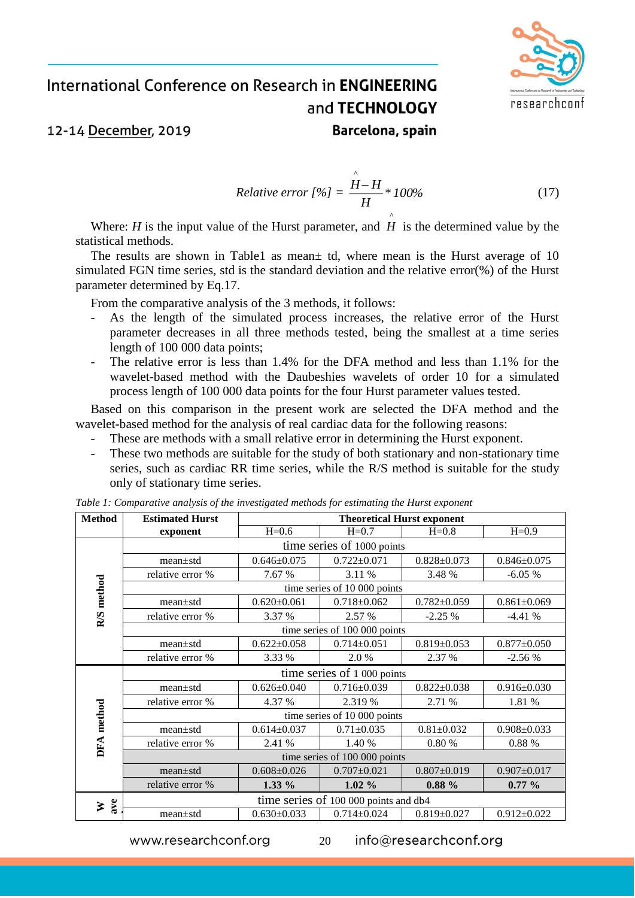$$Relative\ error\ [\%] = \frac{\hat{H} - H}{H} * 100\% \qquad (17)$$

Where: $H$ is the input value of the Hurst parameter, and $\hat{H}$ is the determined value by the statistical methods.

The results are shown in Table1 as mean± td, where mean is the Hurst average of 10 simulated FGN time series, std is the standard deviation and the relative error(%) of the Hurst parameter determined by Eq.17.

From the comparative analysis of the 3 methods, it follows:

- As the length of the simulated process increases, the relative error of the Hurst parameter decreases in all three methods tested, being the smallest at a time series length of 100 000 data points;
- The relative error is less than 1.4% for the DFA method and less than 1.1% for the wavelet-based method with the Daubeshies wavelets of order 10 for a simulated process length of 100 000 data points for the four Hurst parameter values tested.

Based on this comparison in the present work are selected the DFA method and the wavelet-based method for the analysis of real cardiac data for the following reasons:

- These are methods with a small relative error in determining the Hurst exponent.
- These two methods are suitable for the study of both stationary and non-stationary time series, such as cardiac RR time series, while the R/S method is suitable for the study only of stationary time series.

*Table 1: Comparative analysis of the investigated methods for estimating the Hurst exponent*

| Method | Estimated Hurst exponent | Theoretical Hurst exponent H=0.6 | H=0.7 | H=0.8 | H=0.9 |
|---|---|---|---|---|---|
| **R/S method** | time series of 1000 points | | | | |
| | mean±std | 0.646±0.075 | 0.722±0.071 | 0.828±0.073 | 0.846±0.075 |
| | relative error % | 7.67 % | 3.11 % | 3.48 % | -6.05 % |
| | time series of 10 000 points | | | | |
| | mean±std | 0.620±0.061 | 0.718±0.062 | 0.782±0.059 | 0.861±0.069 |
| | relative error % | 3.37 % | 2.57 % | -2.25 % | -4.41 % |
| | time series of 100 000 points | | | | |
| | mean±std | 0.622±0.058 | 0.714±0.051 | 0.819±0.053 | 0.877±0.050 |
| | relative error % | 3.33 % | 2.0 % | 2.37 % | -2.56 % |
| **DFA method** | time series of 1 000 points | | | | |
| | mean±std | 0.626±0.040 | 0.716±0.039 | 0.822±0.038 | 0.916±0.030 |
| | relative error % | 4.37 % | 2.319 % | 2.71 % | 1.81 % |
| | time series of 10 000 points | | | | |
| | mean±std | 0.614±0.037 | 0.71±0.035 | 0.81±0.032 | 0.908±0.033 |
| | relative error % | 2.41 % | 1.40 % | 0.80 % | 0.88 % |
| | time series of 100 000 points | | | | |
| | mean±std | 0.608±0.026 | 0.707±0.021 | 0.807±0.019 | 0.907±0.017 |
| | relative error % | **1.33 %** | **1.02 %** | **0.88 %** | **0.77 %** |
| **Wave** | time series of 100 000 points and db4 | | | | |
| | mean±std | 0.630±0.033 | 0.714±0.024 | 0.819±0.027 | 0.912±0.022 |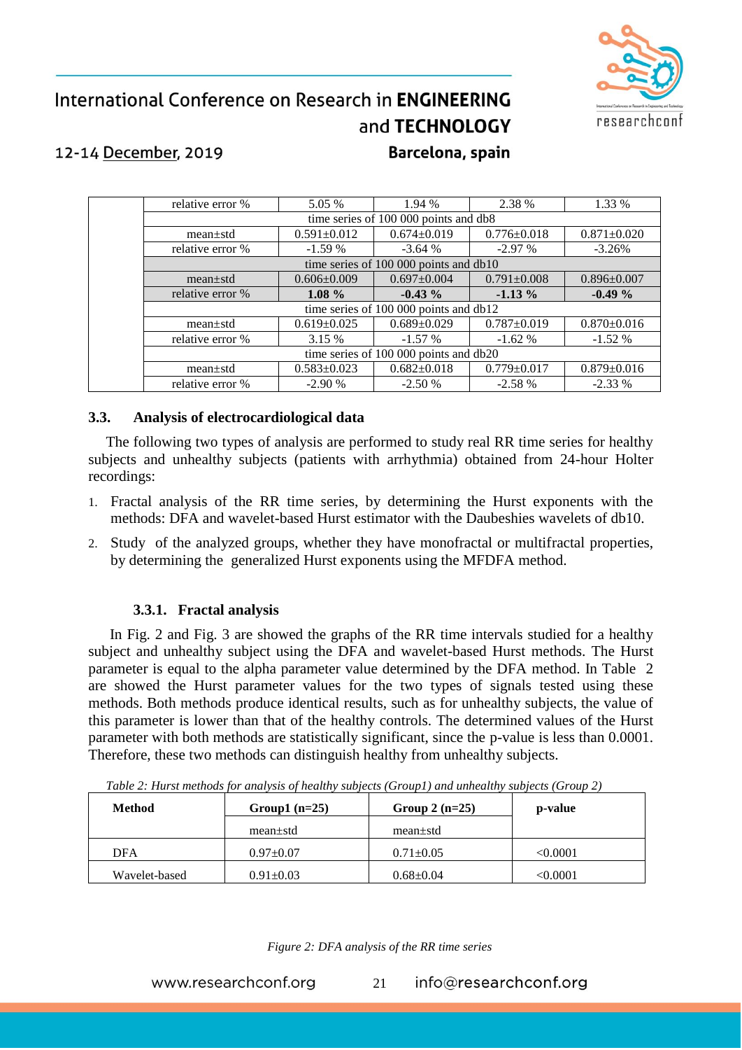|  |  |  |  |  |
|---|---|---|---|---|
|  | relative error % | 5.05 % | 1.94 % | 2.38 % | 1.33 % |
|  | time series of 100 000 points and db8 | | | | |
|  | mean±std | 0.591±0.012 | 0.674±0.019 | 0.776±0.018 | 0.871±0.020 |
|  | relative error % | -1.59 % | -3.64 % | -2.97 % | -3.26% |
|  | time series of 100 000 points and db10 | | | | |
|  | mean±std | 0.606±0.009 | 0.697±0.004 | 0.791±0.008 | 0.896±0.007 |
|  | relative error % | **1.08 %** | **-0.43 %** | **-1.13 %** | **-0.49 %** |
|  | time series of 100 000 points and db12 | | | | |
|  | mean±std | 0.619±0.025 | 0.689±0.029 | 0.787±0.019 | 0.870±0.016 |
|  | relative error % | 3.15 % | -1.57 % | -1.62 % | -1.52 % |
|  | time series of 100 000 points and db20 | | | | |
|  | mean±std | 0.583±0.023 | 0.682±0.018 | 0.779±0.017 | 0.879±0.016 |
|  | relative error % | -2.90 % | -2.50 % | -2.58 % | -2.33 % |

### 3.3. Analysis of electrocardiological data

The following two types of analysis are performed to study real RR time series for healthy subjects and unhealthy subjects (patients with arrhythmia) obtained from 24-hour Holter recordings:

1. Fractal analysis of the RR time series, by determining the Hurst exponents with the methods: DFA and wavelet-based Hurst estimator with the Daubeshies wavelets of db10.
2. Study of the analyzed groups, whether they have monofractal or multifractal properties, by determining the generalized Hurst exponents using the MFDFA method.

#### 3.3.1. Fractal analysis

In Fig. 2 and Fig. 3 are showed the graphs of the RR time intervals studied for a healthy subject and unhealthy subject using the DFA and wavelet-based Hurst methods. The Hurst parameter is equal to the alpha parameter value determined by the DFA method. In Table 2 are showed the Hurst parameter values for the two types of signals tested using these methods. Both methods produce identical results, such as for unhealthy subjects, the value of this parameter is lower than that of the healthy controls. The determined values of the Hurst parameter with both methods are statistically significant, since the p-value is less than 0.0001. Therefore, these two methods can distinguish healthy from unhealthy subjects.

*Table 2: Hurst methods for analysis of healthy subjects (Group1) and unhealthy subjects (Group 2)*

| **Method** | **Group1 (n=25)** | **Group 2 (n=25)** | **p-value** |
|---|---|---|---|
|  | mean±std | mean±std |  |
| DFA | 0.97±0.07 | 0.71±0.05 | <0.0001 |
| Wavelet-based | 0.91±0.03 | 0.68±0.04 | <0.0001 |

*Figure 2: DFA analysis of the RR time series*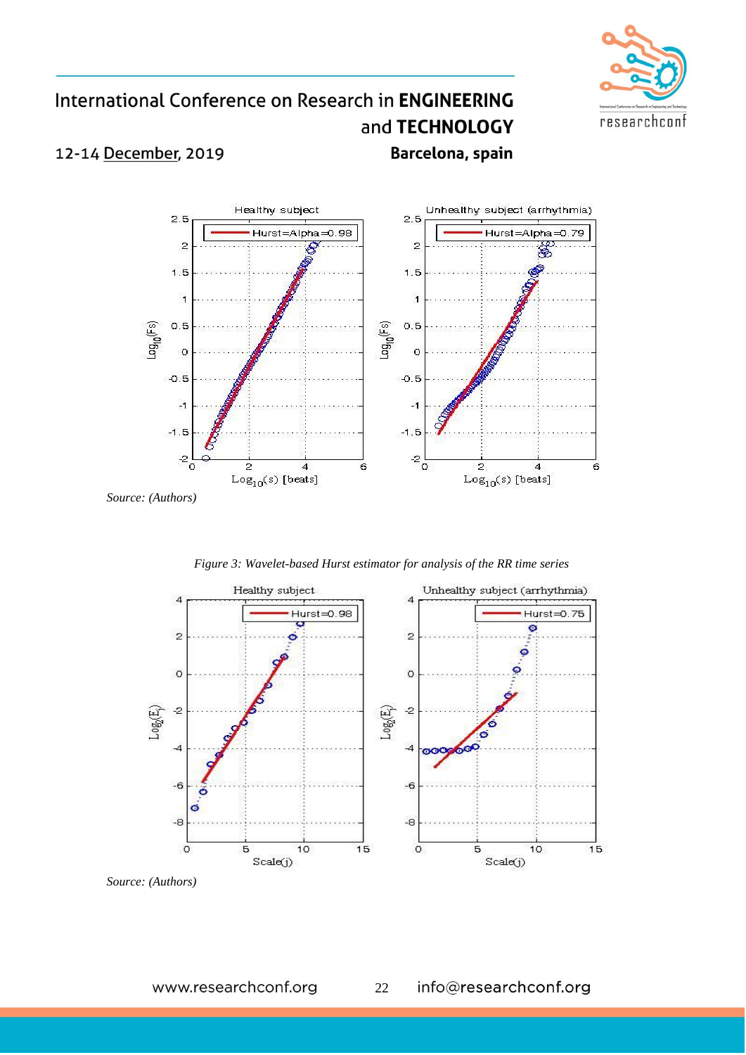*Source: (Authors)*

*Figure 3: Wavelet-based Hurst estimator for analysis of the RR time series*

*Source: (Authors)*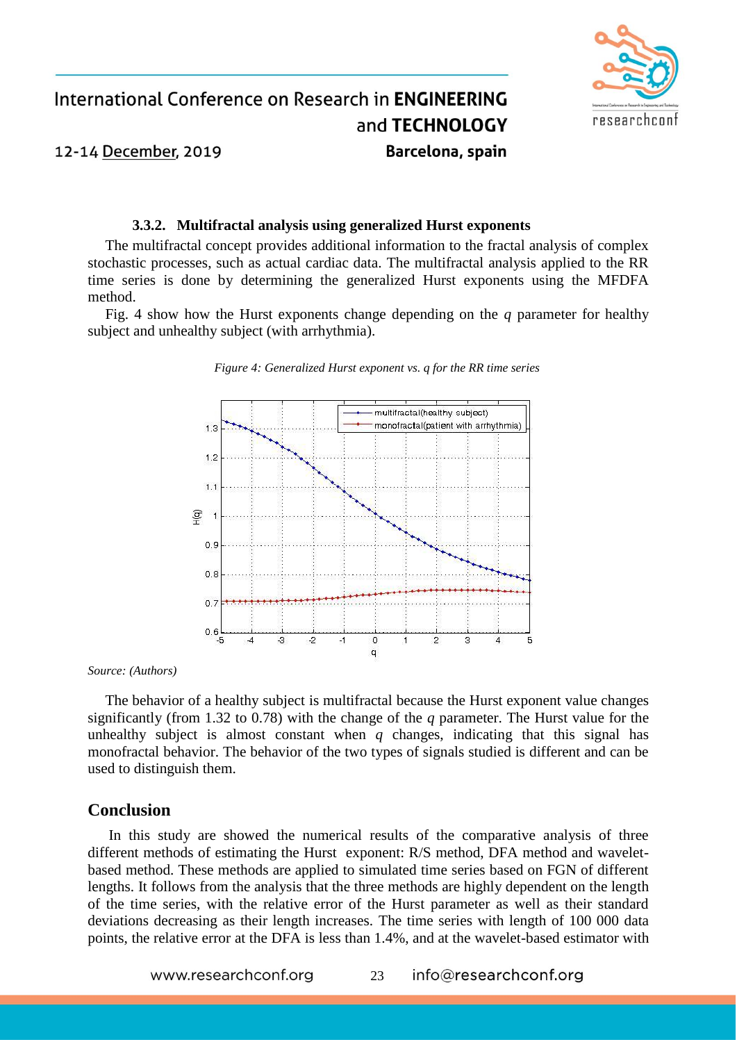### 3.3.2. Multifractal analysis using generalized Hurst exponents

The multifractal concept provides additional information to the fractal analysis of complex stochastic processes, such as actual cardiac data. The multifractal analysis applied to the RR time series is done by determining the generalized Hurst exponents using the MFDFA method.

Fig. 4 show how the Hurst exponents change depending on the *q* parameter for healthy subject and unhealthy subject (with arrhythmia).

*Figure 4: Generalized Hurst exponent vs. q for the RR time series*

*Source: (Authors)*

The behavior of a healthy subject is multifractal because the Hurst exponent value changes significantly (from 1.32 to 0.78) with the change of the *q* parameter. The Hurst value for the unhealthy subject is almost constant when *q* changes, indicating that this signal has monofractal behavior. The behavior of the two types of signals studied is different and can be used to distinguish them.

## Conclusion

In this study are showed the numerical results of the comparative analysis of three different methods of estimating the Hurst exponent: R/S method, DFA method and wavelet-based method. These methods are applied to simulated time series based on FGN of different lengths. It follows from the analysis that the three methods are highly dependent on the length of the time series, with the relative error of the Hurst parameter as well as their standard deviations decreasing as their length increases. The time series with length of 100 000 data points, the relative error at the DFA is less than 1.4%, and at the wavelet-based estimator with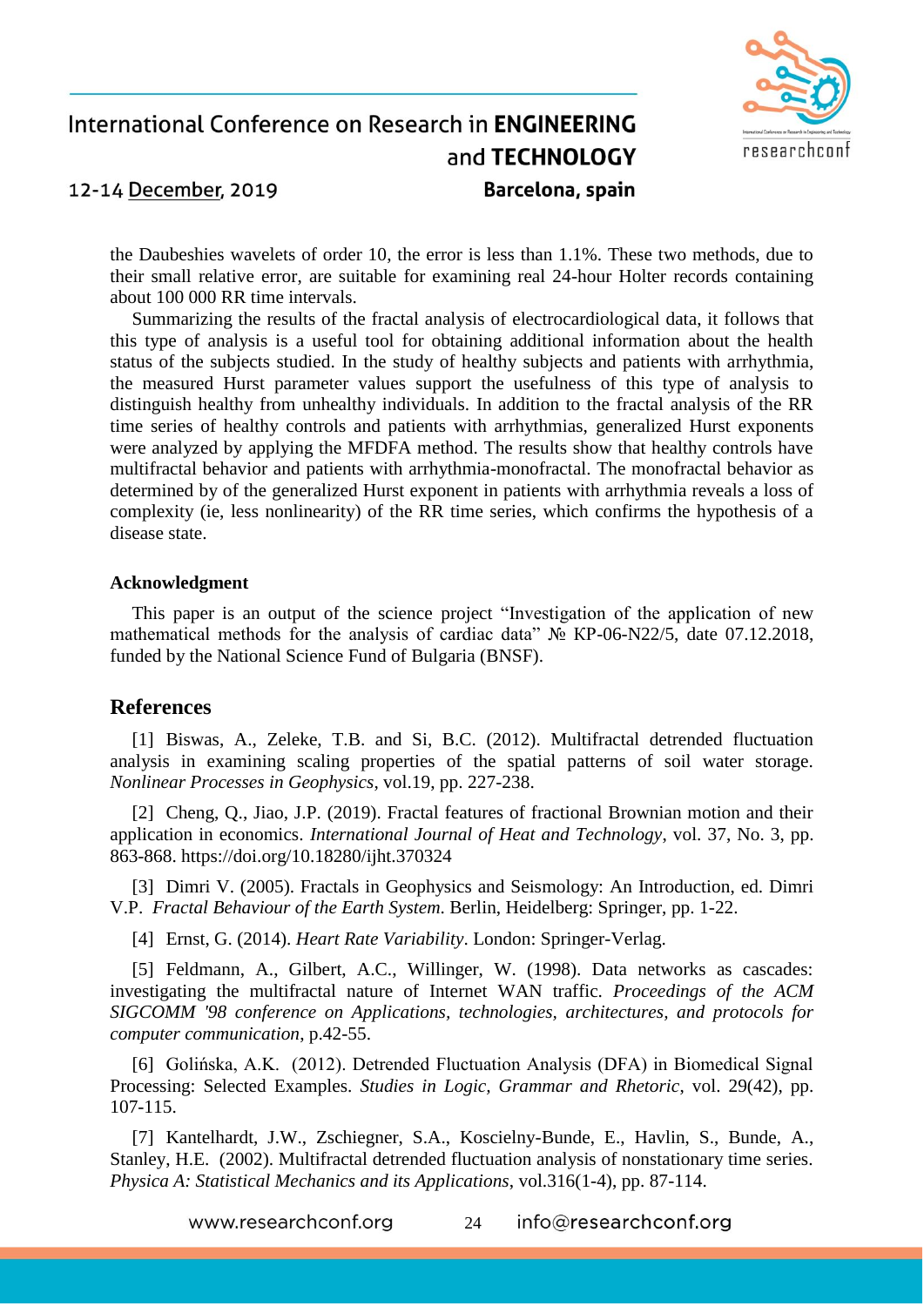the Daubeshies wavelets of order 10, the error is less than 1.1%. These two methods, due to their small relative error, are suitable for examining real 24-hour Holter records containing about 100 000 RR time intervals.

Summarizing the results of the fractal analysis of electrocardiological data, it follows that this type of analysis is a useful tool for obtaining additional information about the health status of the subjects studied. In the study of healthy subjects and patients with arrhythmia, the measured Hurst parameter values support the usefulness of this type of analysis to distinguish healthy from unhealthy individuals. In addition to the fractal analysis of the RR time series of healthy controls and patients with arrhythmias, generalized Hurst exponents were analyzed by applying the MFDFA method. The results show that healthy controls have multifractal behavior and patients with arrhythmia-monofractal. The monofractal behavior as determined by of the generalized Hurst exponent in patients with arrhythmia reveals a loss of complexity (ie, less nonlinearity) of the RR time series, which confirms the hypothesis of a disease state.

**Acknowledgment**

This paper is an output of the science project "Investigation of the application of new mathematical methods for the analysis of cardiac data" № KP-06-N22/5, date 07.12.2018, funded by the National Science Fund of Bulgaria (BNSF).

## References

[1] Biswas, A., Zeleke, T.B. and Si, B.C. (2012). Multifractal detrended fluctuation analysis in examining scaling properties of the spatial patterns of soil water storage. *Nonlinear Processes in Geophysics*, vol.19, pp. 227-238.

[2] Cheng, Q., Jiao, J.P. (2019). Fractal features of fractional Brownian motion and their application in economics. *International Journal of Heat and Technology*, vol. 37, No. 3, pp. 863-868. https://doi.org/10.18280/ijht.370324

[3] Dimri V. (2005). Fractals in Geophysics and Seismology: An Introduction, ed. Dimri V.P. *Fractal Behaviour of the Earth System*. Berlin, Heidelberg: Springer, pp. 1-22.

[4] Ernst, G. (2014). *Heart Rate Variability*. London: Springer-Verlag.

[5] Feldmann, A., Gilbert, A.C., Willinger, W. (1998). Data networks as cascades: investigating the multifractal nature of Internet WAN traffic. *Proceedings of the ACM SIGCOMM '98 conference on Applications, technologies, architectures, and protocols for computer communication*, p.42-55.

[6] Golińska, A.K. (2012). Detrended Fluctuation Analysis (DFA) in Biomedical Signal Processing: Selected Examples. *Studies in Logic, Grammar and Rhetoric*, vol. 29(42), pp. 107-115.

[7] Kantelhardt, J.W., Zschiegner, S.A., Koscielny-Bunde, E., Havlin, S., Bunde, A., Stanley, H.E. (2002). Multifractal detrended fluctuation analysis of nonstationary time series. *Physica A: Statistical Mechanics and its Applications*, vol.316(1-4), pp. 87-114.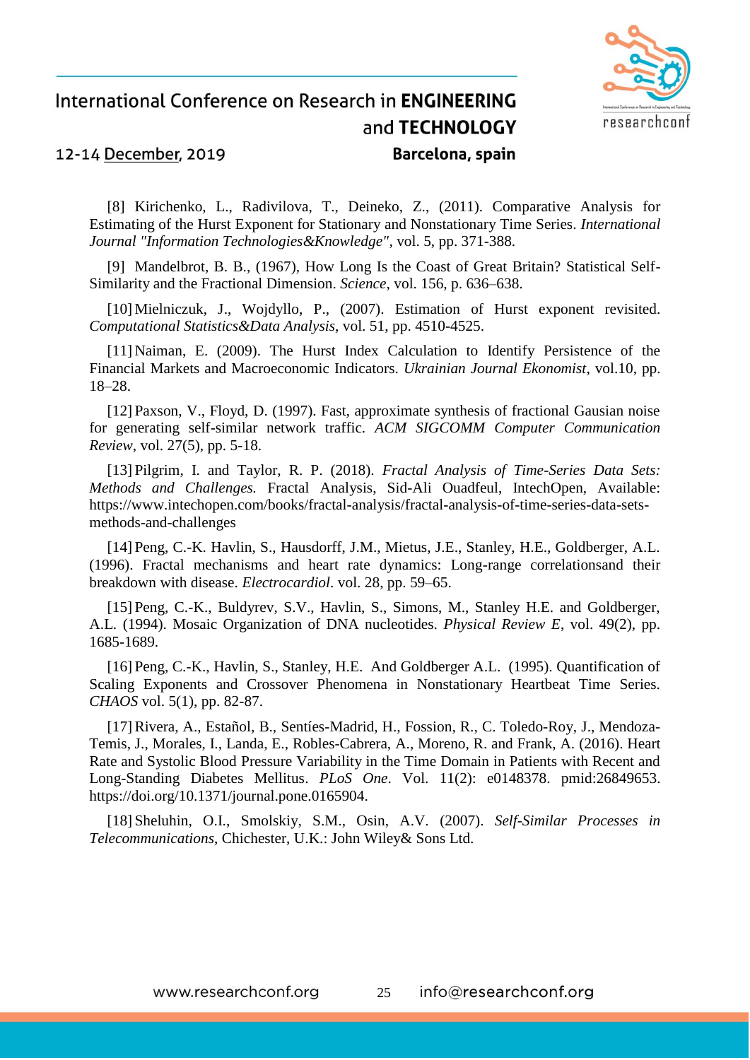[8] Kirichenko, L., Radivilova, T., Deineko, Z., (2011). Comparative Analysis for Estimating of the Hurst Exponent for Stationary and Nonstationary Time Series. *International Journal "Information Technologies&Knowledge"*, vol. 5, pp. 371-388.

[9] Mandelbrot, B. B., (1967), How Long Is the Coast of Great Britain? Statistical Self-Similarity and the Fractional Dimension. *Science*, vol. 156, p. 636–638.

[10] Mielniczuk, J., Wojdyllo, P., (2007). Estimation of Hurst exponent revisited. *Computational Statistics&Data Analysis*, vol. 51, pp. 4510-4525.

[11] Naiman, E. (2009). The Hurst Index Calculation to Identify Persistence of the Financial Markets and Macroeconomic Indicators. *Ukrainian Journal Ekonomist*, vol.10, pp. 18–28.

[12] Paxson, V., Floyd, D. (1997). Fast, approximate synthesis of fractional Gausian noise for generating self-similar network traffic. *ACM SIGCOMM Computer Communication Review*, vol. 27(5), pp. 5-18.

[13] Pilgrim, I. and Taylor, R. P. (2018). *Fractal Analysis of Time-Series Data Sets: Methods and Challenges.* Fractal Analysis, Sid-Ali Ouadfeul, IntechOpen, Available: https://www.intechopen.com/books/fractal-analysis/fractal-analysis-of-time-series-data-sets-methods-and-challenges

[14] Peng, C.-K. Havlin, S., Hausdorff, J.M., Mietus, J.E., Stanley, H.E., Goldberger, A.L. (1996). Fractal mechanisms and heart rate dynamics: Long-range correlationsand their breakdown with disease. *Electrocardiol*. vol. 28, pp. 59–65.

[15] Peng, C.-K., Buldyrev, S.V., Havlin, S., Simons, M., Stanley H.E. and Goldberger, A.L. (1994). Mosaic Organization of DNA nucleotides. *Physical Review E*, vol. 49(2), pp. 1685-1689.

[16] Peng, C.-K., Havlin, S., Stanley, H.E. And Goldberger A.L. (1995). Quantification of Scaling Exponents and Crossover Phenomena in Nonstationary Heartbeat Time Series. *CHAOS* vol. 5(1), pp. 82-87.

[17] Rivera, A., Estañol, B., Sentíes-Madrid, H., Fossion, R., C. Toledo-Roy, J., Mendoza-Temis, J., Morales, I., Landa, E., Robles-Cabrera, A., Moreno, R. and Frank, A. (2016). Heart Rate and Systolic Blood Pressure Variability in the Time Domain in Patients with Recent and Long-Standing Diabetes Mellitus. *PLoS One*. Vol. 11(2): e0148378. pmid:26849653. https://doi.org/10.1371/journal.pone.0165904.

[18] Sheluhin, O.I., Smolskiy, S.M., Osin, A.V. (2007). *Self-Similar Processes in Telecommunications*, Chichester, U.K.: John Wiley& Sons Ltd.